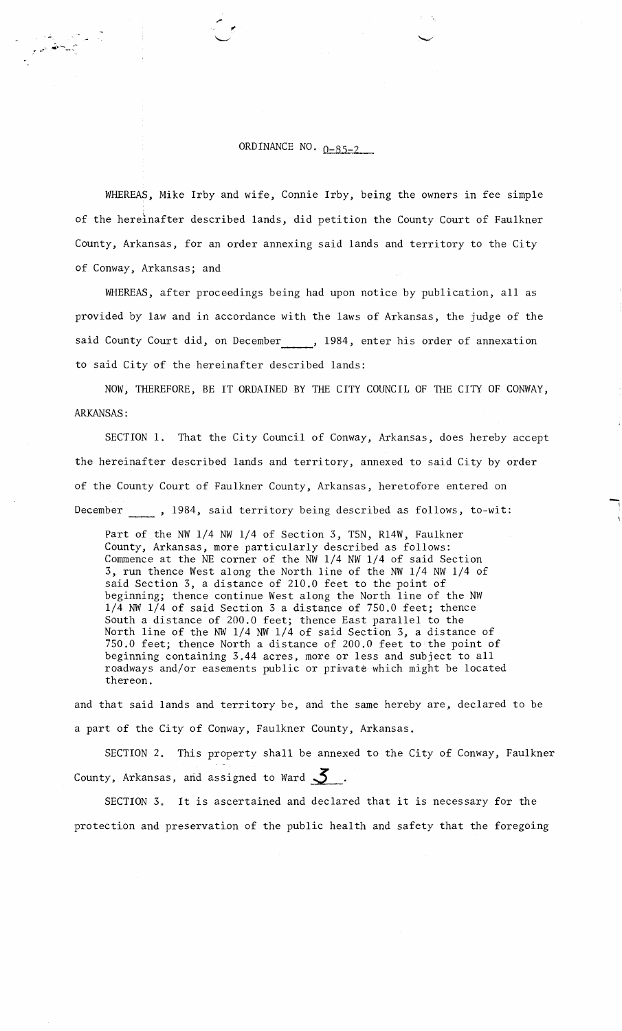# ORDINANCE NO. O-85-2

WHEREAS, Mike Irby and wife, Connie Irby, being the owners in fee simple of the hereinafter described lands, did petition the County Court of Faulkner County, Arkansas, for an order annexing said lands and territory to the City of Conway, Arkansas; and

WHEREAS, after proceedings being had upon notice by publication, all as provided by law and in accordance with the laws of Arkansas, the judge of the said County Court did, on December\_\_\_\_\_, 1984, enter his order of annexation to said City of the hereinafter described lands:

NOW, THEREFORE, BE IT ORDAINED BY THE CITY COUNCIL OF THE CITY OF CONWAY, ARKANSAS:

SECTION 1. That the City Council of Conway, Arkansas, does hereby accept the hereinafter described lands and territory, annexed to said City by order of the County Court of Faulkner County, Arkansas, heretofore entered on December \_\_\_\_\_ , 1984, said territory being described as follows, to-wit:

> Part of the NW 1/4 NW 1/4 of Section 3, T5N, R14W, Faulkner County, Arkansas, more particularly described as follows: Commence at the NE corner of the NW 1/4 NW 1/4 of said Section 3, run thence West along the North line of the NW 1/4 NW 1/4 of said Section 3, a distance of 210.0 feet to the point of beginning; thence continue West along the North line of the NW 1/4 NW 1/4 of said Section 3 a distance of 750.0 feet; thence South a distance of 200.0 feet; thence East parallel to the North line of the NW 1/4 NW 1/4 of said Section 3, a distance of 750.0 feet; thence North a distance of 200.0 feet to the point of beginning containing 3.44 acres, more or less and subject to all roadways and/or easements public or private which might be located thereon.

and that said lands and territory be, and the same hereby are, declared to be a part of the City of Conway, Faulkner County, Arkansas.

SECTION 2. This property shall be annexed to the City of Conway, Faulkner County, Arkansas, and assigned to Ward 3.

SECTION 3. It is ascertained and declared that it is necessary for the protection and preservation of the public health and safety that the foregoing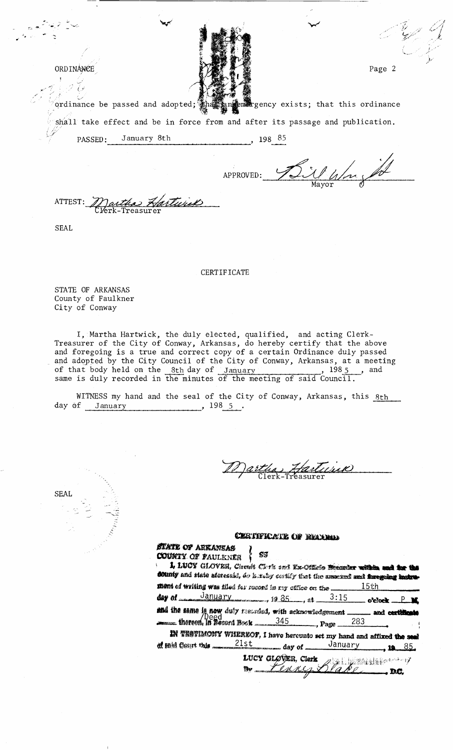ORDINANCE

Page 2

ordinance be passed and adopted; that an emergency exists; that this ordinance shall take effect and be in force from and after its passage and publication.

PASSED: January 8th, 198 85

APPROVED: Bill Wright
Mayor

ATTEST: Martha Hartwick
Clerk-Treasurer

SEAL

CERTIFICATE

STATE OF ARKANSAS
County of Faulkner
City of Conway

I, Martha Hartwick, the duly elected, qualified, and acting Clerk-Treasurer of the City of Conway, Arkansas, do hereby certify that the above and foregoing is a true and correct copy of a certain Ordinance duly passed and adopted by the City Council of the City of Conway, Arkansas, at a meeting of that body held on the 8th day of January, 198 5, and same is duly recorded in the minutes of the meeting of said Council.

WITNESS my hand and the seal of the City of Conway, Arkansas, this 8th day of January, 198 5.

Martha Hartwick
Clerk-Treasurer

SEAL

**CERTIFICATE OF RECORD**

**STATE OF ARKANSAS**
**COUNTY OF FAULKNER** } SS

I, LUCY GLOVER, Circuit Clerk and Ex-Officio Recorder within and for the county and state aforesaid, do hereby certify that the annexed and foregoing instrument of writing was filed for record in my office on the 15th day of January, 19 85, at 3:15 o'clock P. M. and the same is now duly recorded, with acknowledgement _____ and certificate thereon, in Record Book Deed 345, Page 283.

IN TESTIMONY WHEREOF, I have hereunto set my hand and affixed the seal of said Court this 21st day of January, 19 85.

LUCY GLOVER, Clerk
By Penny Blake D.C.